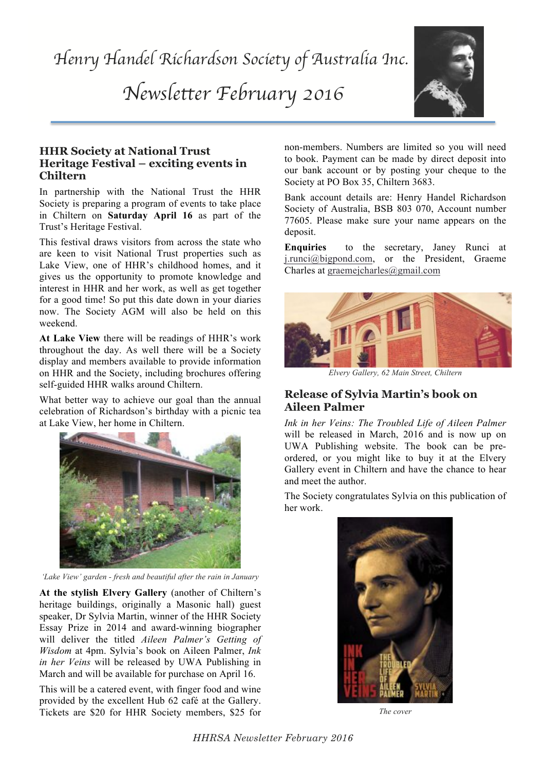# Henry Handel Richardson Society of Australia Inc.

# Newsletter February 2016

## HHR Society at National Trust Heritage Festival – exciting events in Chiltern

In partnership with the National Trust the HHR Society is preparing a program of events to take place in Chiltern on **Saturday April 16** as part of the Trust's Heritage Festival.

This festival draws visitors from across the state who are keen to visit National Trust properties such as Lake View, one of HHR's childhood homes, and it gives us the opportunity to promote knowledge and interest in HHR and her work, as well as get together for a good time! So put this date down in your diaries now. The Society AGM will also be held on this weekend.

**At Lake View** there will be readings of HHR's work throughout the day. As well there will be a Society display and members available to provide information on HHR and the Society, including brochures offering self-guided HHR walks around Chiltern.

What better way to achieve our goal than the annual celebration of Richardson's birthday with a picnic tea at Lake View, her home in Chiltern.

*'Lake View' garden - fresh and beautiful after the rain in January*

**At the stylish Elvery Gallery** (another of Chiltern's heritage buildings, originally a Masonic hall) guest speaker, Dr Sylvia Martin, winner of the HHR Society Essay Prize in 2014 and award-winning biographer will deliver the titled *Aileen Palmer's Getting of Wisdom* at 4pm. Sylvia's book on Aileen Palmer, *Ink in her Veins* will be released by UWA Publishing in March and will be available for purchase on April 16.

This will be a catered event, with finger food and wine provided by the excellent Hub 62 café at the Gallery. Tickets are $20 for HHR Society members, $25 for non-members. Numbers are limited so you will need to book. Payment can be made by direct deposit into our bank account or by posting your cheque to the Society at PO Box 35, Chiltern 3683.

Bank account details are: Henry Handel Richardson Society of Australia, BSB 803 070, Account number 77605. Please make sure your name appears on the deposit.

**Enquiries** to the secretary, Janey Runci at j.runci@bigpond.com, or the President, Graeme Charles at graemejcharles@gmail.com

*Elvery Gallery, 62 Main Street, Chiltern*

## Release of Sylvia Martin's book on Aileen Palmer

*Ink in her Veins: The Troubled Life of Aileen Palmer* will be released in March, 2016 and is now up on UWA Publishing website. The book can be pre-ordered, or you might like to buy it at the Elvery Gallery event in Chiltern and have the chance to hear and meet the author.

The Society congratulates Sylvia on this publication of her work.

*The cover*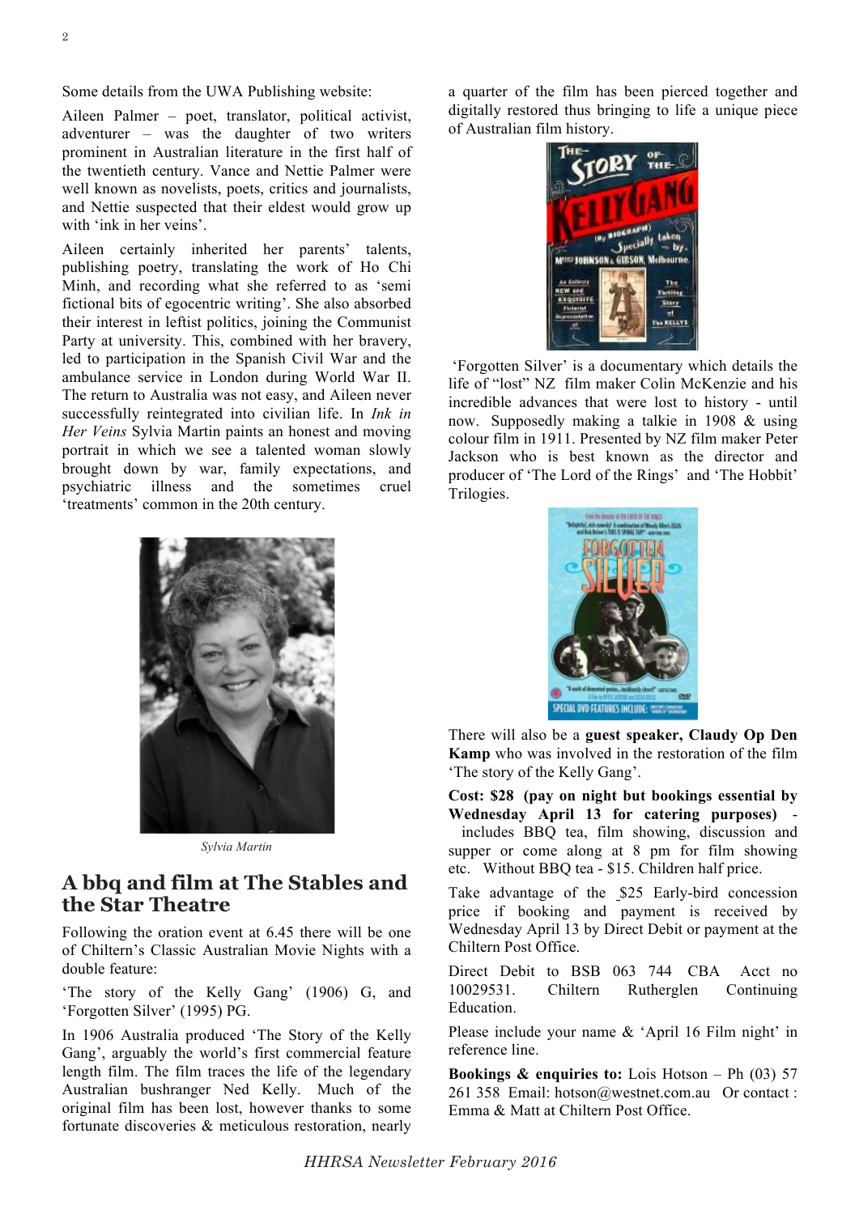Some details from the UWA Publishing website:

Aileen Palmer – poet, translator, political activist, adventurer – was the daughter of two writers prominent in Australian literature in the first half of the twentieth century. Vance and Nettie Palmer were well known as novelists, poets, critics and journalists, and Nettie suspected that their eldest would grow up with 'ink in her veins'.

Aileen certainly inherited her parents' talents, publishing poetry, translating the work of Ho Chi Minh, and recording what she referred to as 'semi fictional bits of egocentric writing'. She also absorbed their interest in leftist politics, joining the Communist Party at university. This, combined with her bravery, led to participation in the Spanish Civil War and the ambulance service in London during World War II. The return to Australia was not easy, and Aileen never successfully reintegrated into civilian life. In *Ink in Her Veins* Sylvia Martin paints an honest and moving portrait in which we see a talented woman slowly brought down by war, family expectations, and psychiatric illness and the sometimes cruel 'treatments' common in the 20th century.

*Sylvia Martin*

## A bbq and film at The Stables and the Star Theatre

Following the oration event at 6.45 there will be one of Chiltern's Classic Australian Movie Nights with a double feature:

'The story of the Kelly Gang' (1906) G, and 'Forgotten Silver' (1995) PG.

In 1906 Australia produced 'The Story of the Kelly Gang', arguably the world's first commercial feature length film. The film traces the life of the legendary Australian bushranger Ned Kelly. Much of the original film has been lost, however thanks to some fortunate discoveries & meticulous restoration, nearly a quarter of the film has been pierced together and digitally restored thus bringing to life a unique piece of Australian film history.

'Forgotten Silver' is a documentary which details the life of "lost" NZ film maker Colin McKenzie and his incredible advances that were lost to history - until now. Supposedly making a talkie in 1908 & using colour film in 1911. Presented by NZ film maker Peter Jackson who is best known as the director and producer of 'The Lord of the Rings' and 'The Hobbit' Trilogies.

There will also be a **guest speaker, Claudy Op Den Kamp** who was involved in the restoration of the film 'The story of the Kelly Gang'.

**Cost: $28 (pay on night but bookings essential by Wednesday April 13 for catering purposes)** - includes BBQ tea, film showing, discussion and supper or come along at 8 pm for film showing etc. Without BBQ tea - $15. Children half price.

Take advantage of the $25 Early-bird concession price if booking and payment is received by Wednesday April 13 by Direct Debit or payment at the Chiltern Post Office.

Direct Debit to BSB 063 744 CBA Acct no 10029531. Chiltern Rutherglen Continuing Education.

Please include your name & 'April 16 Film night' in reference line.

**Bookings & enquiries to:** Lois Hotson – Ph (03) 57 261 358 Email: hotson@westnet.com.au Or contact : Emma & Matt at Chiltern Post Office.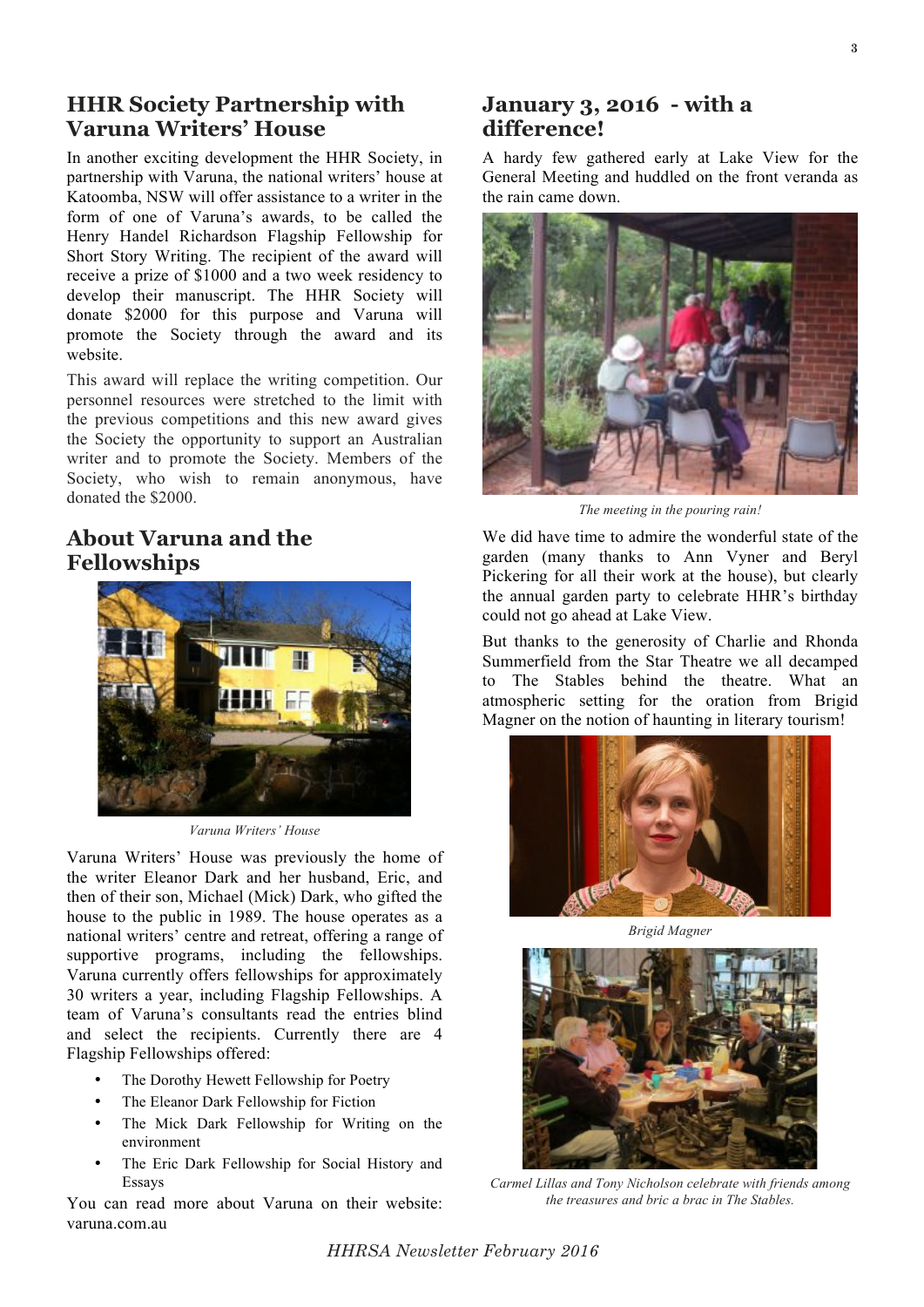## HHR Society Partnership with Varuna Writers' House

In another exciting development the HHR Society, in partnership with Varuna, the national writers' house at Katoomba, NSW will offer assistance to a writer in the form of one of Varuna's awards, to be called the Henry Handel Richardson Flagship Fellowship for Short Story Writing. The recipient of the award will receive a prize of $1000 and a two week residency to develop their manuscript. The HHR Society will donate $2000 for this purpose and Varuna will promote the Society through the award and its website.

This award will replace the writing competition. Our personnel resources were stretched to the limit with the previous competitions and this new award gives the Society the opportunity to support an Australian writer and to promote the Society. Members of the Society, who wish to remain anonymous, have donated the $2000.

## About Varuna and the Fellowships

*Varuna Writers' House*

Varuna Writers' House was previously the home of the writer Eleanor Dark and her husband, Eric, and then of their son, Michael (Mick) Dark, who gifted the house to the public in 1989. The house operates as a national writers' centre and retreat, offering a range of supportive programs, including the fellowships. Varuna currently offers fellowships for approximately 30 writers a year, including Flagship Fellowships. A team of Varuna's consultants read the entries blind and select the recipients. Currently there are 4 Flagship Fellowships offered:

- The Dorothy Hewett Fellowship for Poetry
- The Eleanor Dark Fellowship for Fiction
- The Mick Dark Fellowship for Writing on the environment
- The Eric Dark Fellowship for Social History and Essays

You can read more about Varuna on their website: varuna.com.au

## January 3, 2016 - with a difference!

A hardy few gathered early at Lake View for the General Meeting and huddled on the front veranda as the rain came down.

*The meeting in the pouring rain!*

We did have time to admire the wonderful state of the garden (many thanks to Ann Vyner and Beryl Pickering for all their work at the house), but clearly the annual garden party to celebrate HHR's birthday could not go ahead at Lake View.

But thanks to the generosity of Charlie and Rhonda Summerfield from the Star Theatre we all decamped to The Stables behind the theatre. What an atmospheric setting for the oration from Brigid Magner on the notion of haunting in literary tourism!

*Brigid Magner*

*Carmel Lillas and Tony Nicholson celebrate with friends among the treasures and bric a brac in The Stables.*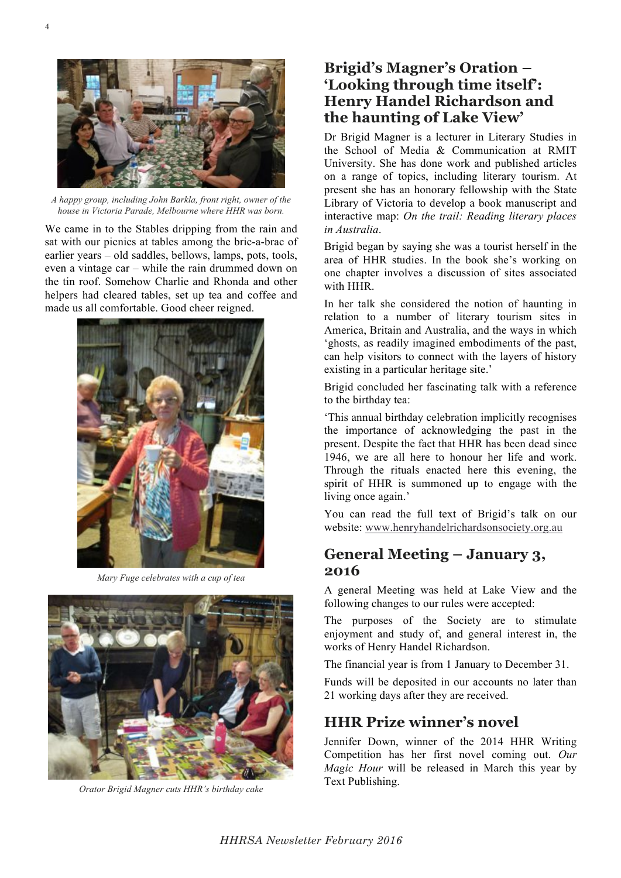*A happy group, including John Barkla, front right, owner of the house in Victoria Parade, Melbourne where HHR was born.*

We came in to the Stables dripping from the rain and sat with our picnics at tables among the bric-a-brac of earlier years – old saddles, bellows, lamps, pots, tools, even a vintage car – while the rain drummed down on the tin roof. Somehow Charlie and Rhonda and other helpers had cleared tables, set up tea and coffee and made us all comfortable. Good cheer reigned.

*Mary Fuge celebrates with a cup of tea*

*Orator Brigid Magner cuts HHR's birthday cake*

## Brigid's Magner's Oration – 'Looking through time itself': Henry Handel Richardson and the haunting of Lake View'

Dr Brigid Magner is a lecturer in Literary Studies in the School of Media & Communication at RMIT University. She has done work and published articles on a range of topics, including literary tourism. At present she has an honorary fellowship with the State Library of Victoria to develop a book manuscript and interactive map: *On the trail: Reading literary places in Australia*.

Brigid began by saying she was a tourist herself in the area of HHR studies. In the book she's working on one chapter involves a discussion of sites associated with HHR.

In her talk she considered the notion of haunting in relation to a number of literary tourism sites in America, Britain and Australia, and the ways in which 'ghosts, as readily imagined embodiments of the past, can help visitors to connect with the layers of history existing in a particular heritage site.'

Brigid concluded her fascinating talk with a reference to the birthday tea:

'This annual birthday celebration implicitly recognises the importance of acknowledging the past in the present. Despite the fact that HHR has been dead since 1946, we are all here to honour her life and work. Through the rituals enacted here this evening, the spirit of HHR is summoned up to engage with the living once again.'

You can read the full text of Brigid's talk on our website: www.henryhandelrichardsonsociety.org.au

## General Meeting – January 3, 2016

A general Meeting was held at Lake View and the following changes to our rules were accepted:

The purposes of the Society are to stimulate enjoyment and study of, and general interest in, the works of Henry Handel Richardson.

The financial year is from 1 January to December 31.

Funds will be deposited in our accounts no later than 21 working days after they are received.

## HHR Prize winner's novel

Jennifer Down, winner of the 2014 HHR Writing Competition has her first novel coming out. *Our Magic Hour* will be released in March this year by Text Publishing.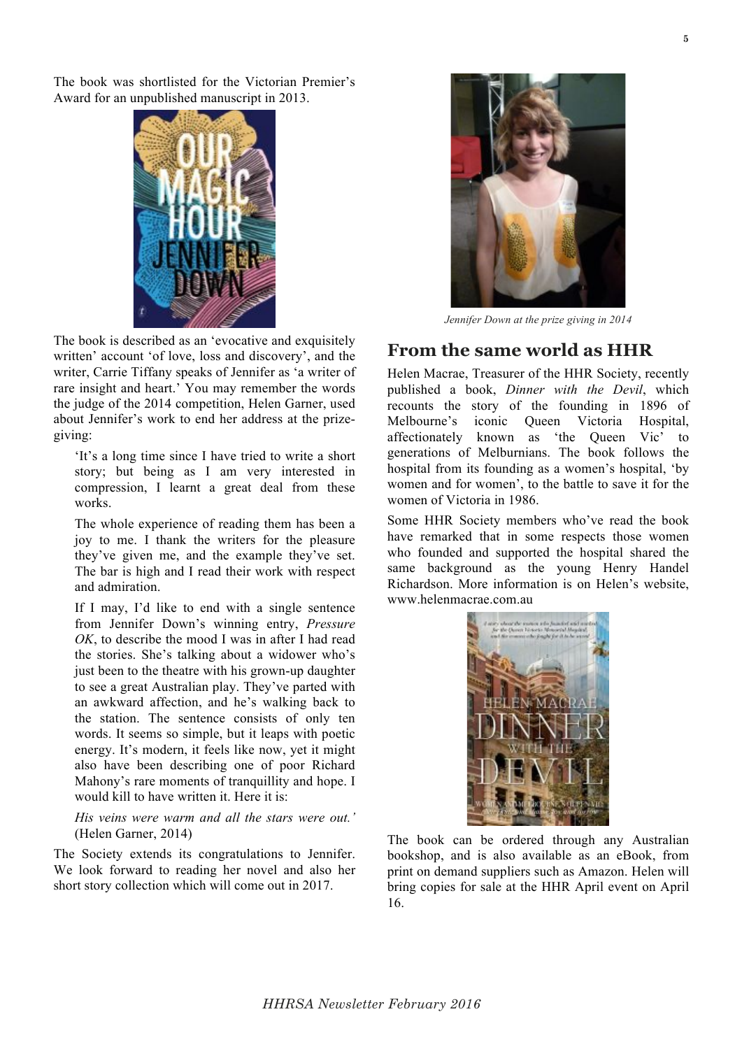The book was shortlisted for the Victorian Premier's Award for an unpublished manuscript in 2013.

The book is described as an 'evocative and exquisitely written' account 'of love, loss and discovery', and the writer, Carrie Tiffany speaks of Jennifer as 'a writer of rare insight and heart.' You may remember the words the judge of the 2014 competition, Helen Garner, used about Jennifer's work to end her address at the prize-giving:

> 'It's a long time since I have tried to write a short story; but being as I am very interested in compression, I learnt a great deal from these works.
>
> The whole experience of reading them has been a joy to me. I thank the writers for the pleasure they've given me, and the example they've set. The bar is high and I read their work with respect and admiration.
>
> If I may, I'd like to end with a single sentence from Jennifer Down's winning entry, *Pressure OK*, to describe the mood I was in after I had read the stories. She's talking about a widower who's just been to the theatre with his grown-up daughter to see a great Australian play. They've parted with an awkward affection, and he's walking back to the station. The sentence consists of only ten words. It seems so simple, but it leaps with poetic energy. It's modern, it feels like now, yet it might also have been describing one of poor Richard Mahony's rare moments of tranquillity and hope. I would kill to have written it. Here it is:
>
> *His veins were warm and all the stars were out.'*
> (Helen Garner, 2014)

The Society extends its congratulations to Jennifer. We look forward to reading her novel and also her short story collection which will come out in 2017.

*Jennifer Down at the prize giving in 2014*

## From the same world as HHR

Helen Macrae, Treasurer of the HHR Society, recently published a book, *Dinner with the Devil*, which recounts the story of the founding in 1896 of Melbourne's iconic Queen Victoria Hospital, affectionately known as 'the Queen Vic' to generations of Melburnians. The book follows the hospital from its founding as a women's hospital, 'by women and for women', to the battle to save it for the women of Victoria in 1986.

Some HHR Society members who've read the book have remarked that in some respects those women who founded and supported the hospital shared the same background as the young Henry Handel Richardson. More information is on Helen's website, www.helenmacrae.com.au

The book can be ordered through any Australian bookshop, and is also available as an eBook, from print on demand suppliers such as Amazon. Helen will bring copies for sale at the HHR April event on April 16.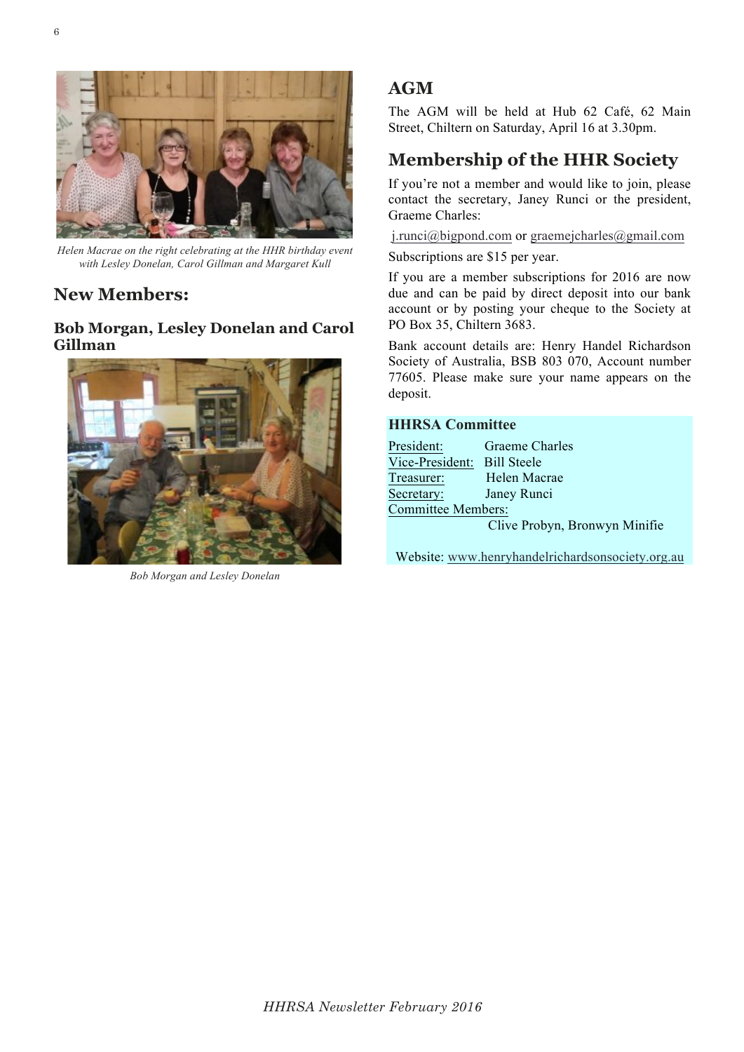*Helen Macrae on the right celebrating at the HHR birthday event with Lesley Donelan, Carol Gillman and Margaret Kull*

## New Members:

### Bob Morgan, Lesley Donelan and Carol Gillman

*Bob Morgan and Lesley Donelan*

## AGM

The AGM will be held at Hub 62 Café, 62 Main Street, Chiltern on Saturday, April 16 at 3.30pm.

## Membership of the HHR Society

If you're not a member and would like to join, please contact the secretary, Janey Runci or the president, Graeme Charles:

j.runci@bigpond.com or graemejcharles@gmail.com

Subscriptions are $15 per year.

If you are a member subscriptions for 2016 are now due and can be paid by direct deposit into our bank account or by posting your cheque to the Society at PO Box 35, Chiltern 3683.

Bank account details are: Henry Handel Richardson Society of Australia, BSB 803 070, Account number 77605. Please make sure your name appears on the deposit.

### HHRSA Committee

President: Graeme Charles
Vice-President: Bill Steele
Treasurer: Helen Macrae
Secretary: Janey Runci
Committee Members: Clive Probyn, Bronwyn Minifie

Website: www.henryhandelrichardsonsociety.org.au